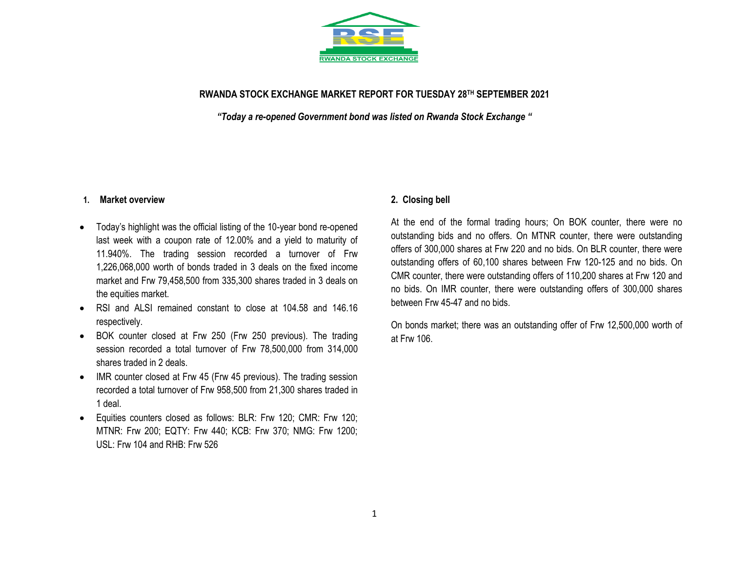RWANDA STOCK EXCHANGE

# RWANDA STOCK EXCHANGE MARKET REPORT FOR TUESDAY 28TH SEPTEMBER 2021

***"Today a re-opened Government bond was listed on Rwanda Stock Exchange "***

## 1. Market overview

- Today's highlight was the official listing of the 10-year bond re-opened last week with a coupon rate of 12.00% and a yield to maturity of 11.940%. The trading session recorded a turnover of Frw 1,226,068,000 worth of bonds traded in 3 deals on the fixed income market and Frw 79,458,500 from 335,300 shares traded in 3 deals on the equities market.
- RSI and ALSI remained constant to close at 104.58 and 146.16 respectively.
- BOK counter closed at Frw 250 (Frw 250 previous). The trading session recorded a total turnover of Frw 78,500,000 from 314,000 shares traded in 2 deals.
- IMR counter closed at Frw 45 (Frw 45 previous). The trading session recorded a total turnover of Frw 958,500 from 21,300 shares traded in 1 deal.
- Equities counters closed as follows: BLR: Frw 120; CMR: Frw 120; MTNR: Frw 200; EQTY: Frw 440; KCB: Frw 370; NMG: Frw 1200; USL: Frw 104 and RHB: Frw 526

## 2. Closing bell

At the end of the formal trading hours; On BOK counter, there were no outstanding bids and no offers. On MTNR counter, there were outstanding offers of 300,000 shares at Frw 220 and no bids. On BLR counter, there were outstanding offers of 60,100 shares between Frw 120-125 and no bids. On CMR counter, there were outstanding offers of 110,200 shares at Frw 120 and no bids. On IMR counter, there were outstanding offers of 300,000 shares between Frw 45-47 and no bids.

On bonds market; there was an outstanding offer of Frw 12,500,000 worth of at Frw 106.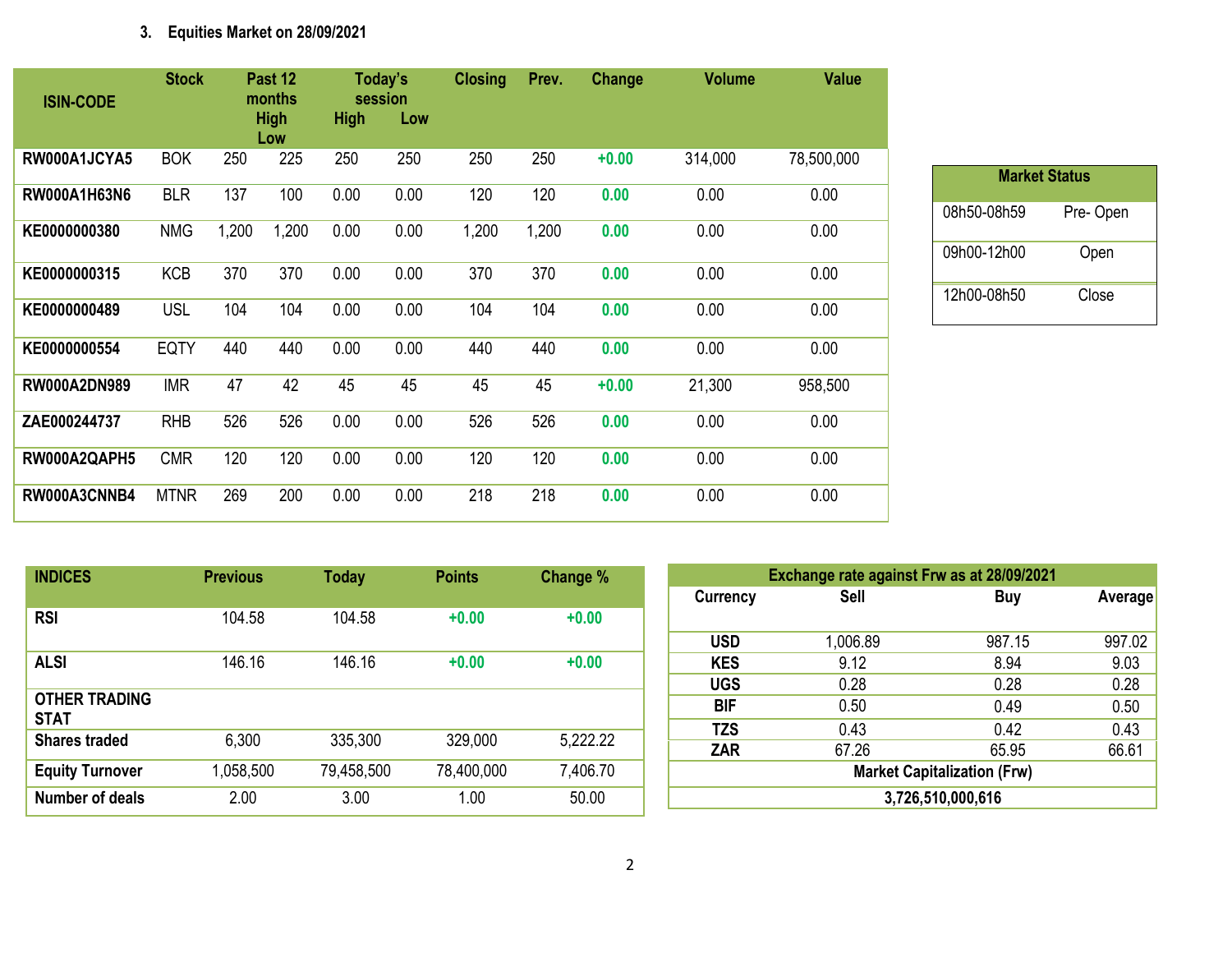### 3. Equities Market on 28/09/2021

| ISIN-CODE | Stock | Past 12 months High | Past 12 months Low | Today's session High | Today's session Low | Closing | Prev. | Change | Volume | Value |
|---|---|---|---|---|---|---|---|---|---|---|
| RW000A1JCYA5 | BOK | 250 | 225 | 250 | 250 | 250 | 250 | +0.00 | 314,000 | 78,500,000 |
| RW000A1H63N6 | BLR | 137 | 100 | 0.00 | 0.00 | 120 | 120 | 0.00 | 0.00 | 0.00 |
| KE0000000380 | NMG | 1,200 | 1,200 | 0.00 | 0.00 | 1,200 | 1,200 | 0.00 | 0.00 | 0.00 |
| KE0000000315 | KCB | 370 | 370 | 0.00 | 0.00 | 370 | 370 | 0.00 | 0.00 | 0.00 |
| KE0000000489 | USL | 104 | 104 | 0.00 | 0.00 | 104 | 104 | 0.00 | 0.00 | 0.00 |
| KE0000000554 | EQTY | 440 | 440 | 0.00 | 0.00 | 440 | 440 | 0.00 | 0.00 | 0.00 |
| RW000A2DN989 | IMR | 47 | 42 | 45 | 45 | 45 | 45 | +0.00 | 21,300 | 958,500 |
| ZAE000244737 | RHB | 526 | 526 | 0.00 | 0.00 | 526 | 526 | 0.00 | 0.00 | 0.00 |
| RW000A2QAPH5 | CMR | 120 | 120 | 0.00 | 0.00 | 120 | 120 | 0.00 | 0.00 | 0.00 |
| RW000A3CNNB4 | MTNR | 269 | 200 | 0.00 | 0.00 | 218 | 218 | 0.00 | 0.00 | 0.00 |

| Market Status | |
|---|---|
| 08h50-08h59 | Pre- Open |
| 09h00-12h00 | Open |
| 12h00-08h50 | Close |

| INDICES | Previous | Today | Points | Change % |
|---|---|---|---|---|
| RSI | 104.58 | 104.58 | +0.00 | +0.00 |
| ALSI | 146.16 | 146.16 | +0.00 | +0.00 |
| **OTHER TRADING STAT** | | | | |
| Shares traded | 6,300 | 335,300 | 329,000 | 5,222.22 |
| Equity Turnover | 1,058,500 | 79,458,500 | 78,400,000 | 7,406.70 |
| Number of deals | 2.00 | 3.00 | 1.00 | 50.00 |

| Exchange rate against Frw as at 28/09/2021 | | | |
|---|---|---|---|
| Currency | Sell | Buy | Average |
| USD | 1,006.89 | 987.15 | 997.02 |
| KES | 9.12 | 8.94 | 9.03 |
| UGS | 0.28 | 0.28 | 0.28 |
| BIF | 0.50 | 0.49 | 0.50 |
| TZS | 0.43 | 0.42 | 0.43 |
| ZAR | 67.26 | 65.95 | 66.61 |
| Market Capitalization (Frw) | | | |
| 3,726,510,000,616 | | | |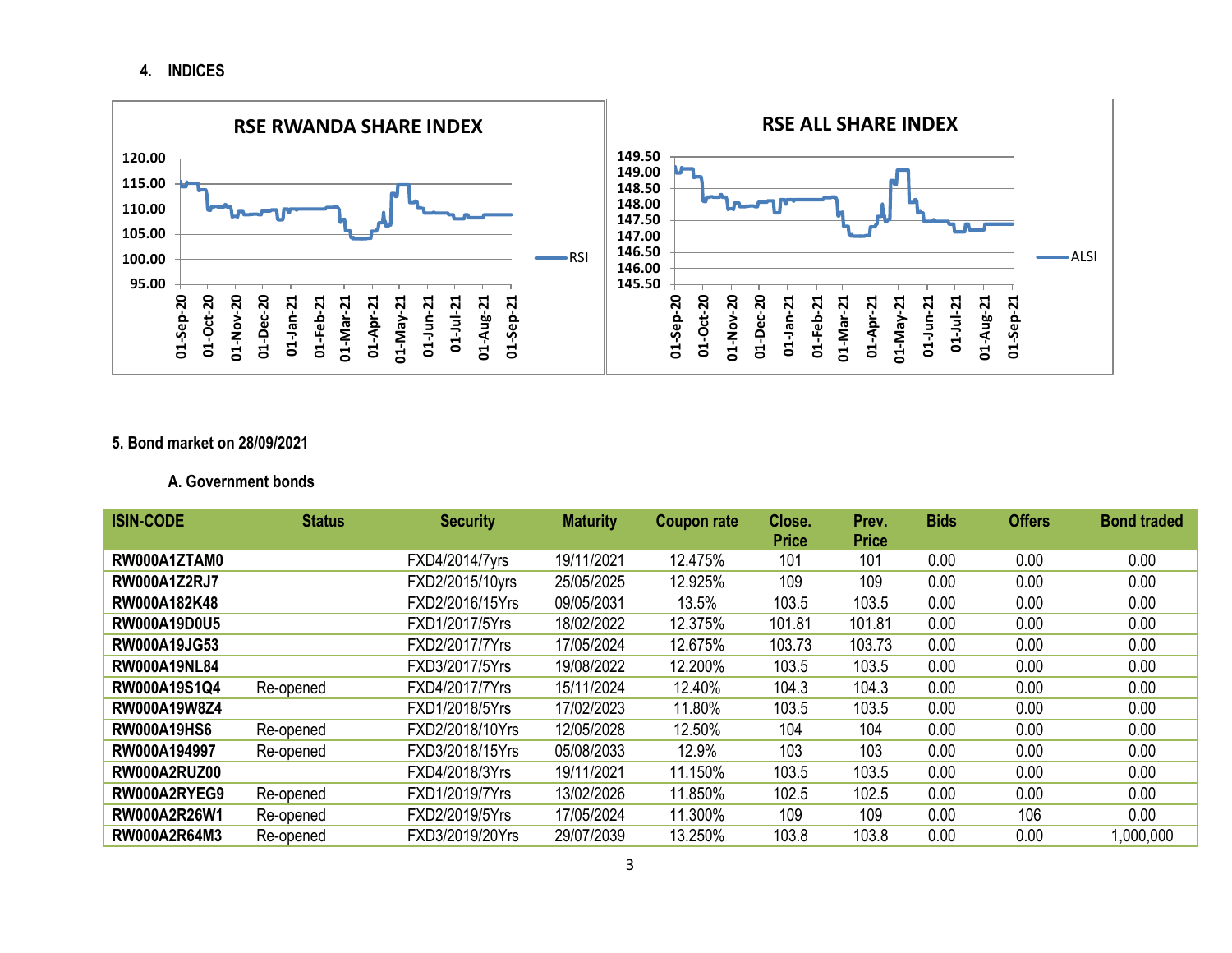## 4. INDICES

**RSE RWANDA SHARE INDEX**

**RSE ALL SHARE INDEX**

## 5. Bond market on 28/09/2021

### A. Government bonds

| ISIN-CODE | Status | Security | Maturity | Coupon rate | Close. Price | Prev. Price | Bids | Offers | Bond traded |
|---|---|---|---|---|---|---|---|---|---|
| **RW000A1ZTAM0** | | FXD4/2014/7yrs | 19/11/2021 | 12.475% | 101 | 101 | 0.00 | 0.00 | 0.00 |
| **RW000A1Z2RJ7** | | FXD2/2015/10yrs | 25/05/2025 | 12.925% | 109 | 109 | 0.00 | 0.00 | 0.00 |
| **RW000A182K48** | | FXD2/2016/15Yrs | 09/05/2031 | 13.5% | 103.5 | 103.5 | 0.00 | 0.00 | 0.00 |
| **RW000A19D0U5** | | FXD1/2017/5Yrs | 18/02/2022 | 12.375% | 101.81 | 101.81 | 0.00 | 0.00 | 0.00 |
| **RW000A19JG53** | | FXD2/2017/7Yrs | 17/05/2024 | 12.675% | 103.73 | 103.73 | 0.00 | 0.00 | 0.00 |
| **RW000A19NL84** | | FXD3/2017/5Yrs | 19/08/2022 | 12.200% | 103.5 | 103.5 | 0.00 | 0.00 | 0.00 |
| **RW000A19S1Q4** | Re-opened | FXD4/2017/7Yrs | 15/11/2024 | 12.40% | 104.3 | 104.3 | 0.00 | 0.00 | 0.00 |
| **RW000A19W8Z4** | | FXD1/2018/5Yrs | 17/02/2023 | 11.80% | 103.5 | 103.5 | 0.00 | 0.00 | 0.00 |
| **RW000A19HS6** | Re-opened | FXD2/2018/10Yrs | 12/05/2028 | 12.50% | 104 | 104 | 0.00 | 0.00 | 0.00 |
| **RW000A194997** | Re-opened | FXD3/2018/15Yrs | 05/08/2033 | 12.9% | 103 | 103 | 0.00 | 0.00 | 0.00 |
| **RW000A2RUZ00** | | FXD4/2018/3Yrs | 19/11/2021 | 11.150% | 103.5 | 103.5 | 0.00 | 0.00 | 0.00 |
| **RW000A2RYEG9** | Re-opened | FXD1/2019/7Yrs | 13/02/2026 | 11.850% | 102.5 | 102.5 | 0.00 | 0.00 | 0.00 |
| **RW000A2R26W1** | Re-opened | FXD2/2019/5Yrs | 17/05/2024 | 11.300% | 109 | 109 | 0.00 | 106 | 0.00 |
| **RW000A2R64M3** | Re-opened | FXD3/2019/20Yrs | 29/07/2039 | 13.250% | 103.8 | 103.8 | 0.00 | 0.00 | 1,000,000 |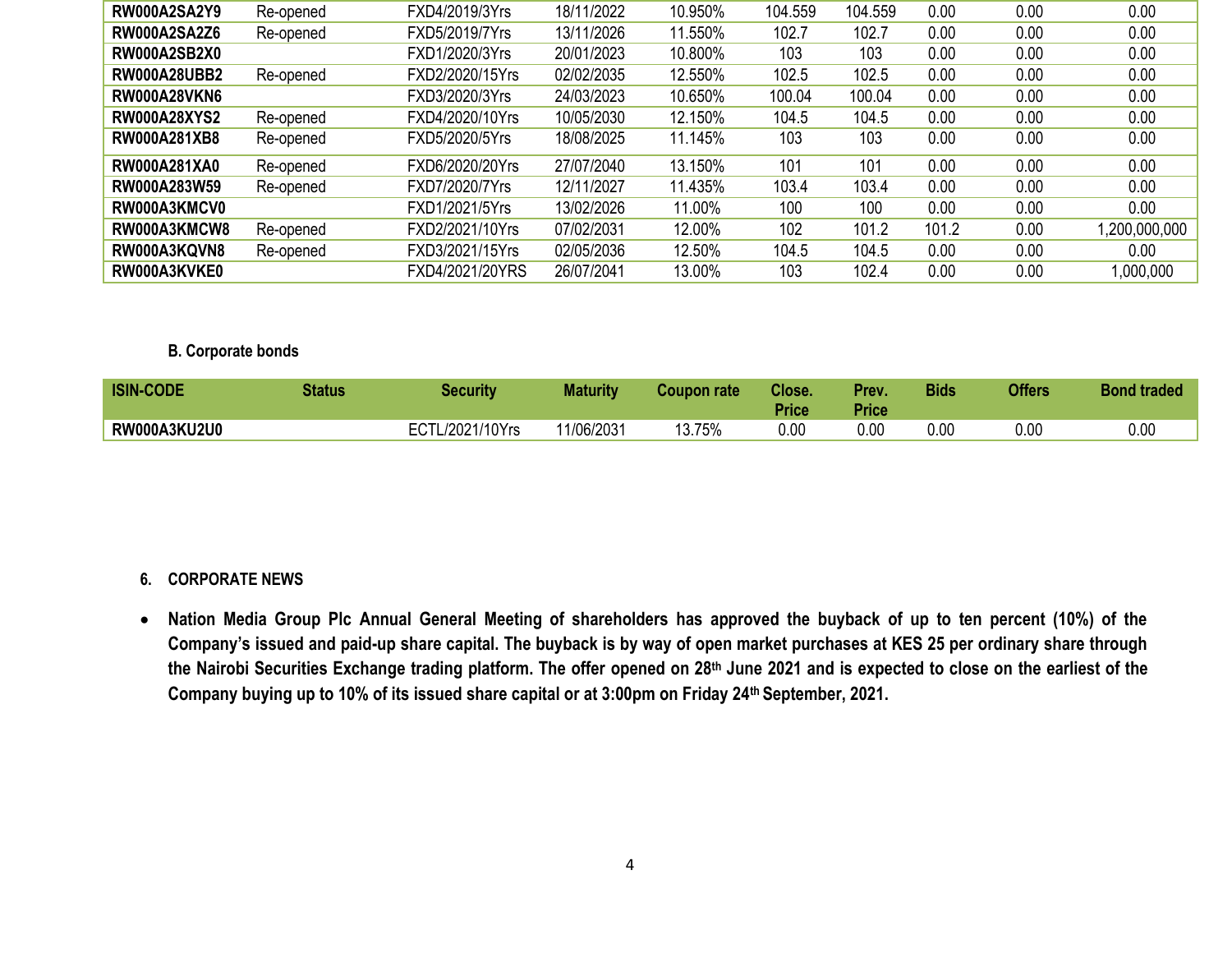| | | | | | | | | | |
|---|---|---|---|---|---|---|---|---|---|
| **RW000A2SA2Y9** | Re-opened | FXD4/2019/3Yrs | 18/11/2022 | 10.950% | 104.559 | 104.559 | 0.00 | 0.00 | 0.00 |
| **RW000A2SA2Z6** | Re-opened | FXD5/2019/7Yrs | 13/11/2026 | 11.550% | 102.7 | 102.7 | 0.00 | 0.00 | 0.00 |
| **RW000A2SB2X0** | | FXD1/2020/3Yrs | 20/01/2023 | 10.800% | 103 | 103 | 0.00 | 0.00 | 0.00 |
| **RW000A28UBB2** | Re-opened | FXD2/2020/15Yrs | 02/02/2035 | 12.550% | 102.5 | 102.5 | 0.00 | 0.00 | 0.00 |
| **RW000A28VKN6** | | FXD3/2020/3Yrs | 24/03/2023 | 10.650% | 100.04 | 100.04 | 0.00 | 0.00 | 0.00 |
| **RW000A28XYS2** | Re-opened | FXD4/2020/10Yrs | 10/05/2030 | 12.150% | 104.5 | 104.5 | 0.00 | 0.00 | 0.00 |
| **RW000A281XB8** | Re-opened | FXD5/2020/5Yrs | 18/08/2025 | 11.145% | 103 | 103 | 0.00 | 0.00 | 0.00 |
| **RW000A281XA0** | Re-opened | FXD6/2020/20Yrs | 27/07/2040 | 13.150% | 101 | 101 | 0.00 | 0.00 | 0.00 |
| **RW000A283W59** | Re-opened | FXD7/2020/7Yrs | 12/11/2027 | 11.435% | 103.4 | 103.4 | 0.00 | 0.00 | 0.00 |
| **RW000A3KMCV0** | | FXD1/2021/5Yrs | 13/02/2026 | 11.00% | 100 | 100 | 0.00 | 0.00 | 0.00 |
| **RW000A3KMCW8** | Re-opened | FXD2/2021/10Yrs | 07/02/2031 | 12.00% | 102 | 101.2 | 101.2 | 0.00 | 1,200,000,000 |
| **RW000A3KQVN8** | Re-opened | FXD3/2021/15Yrs | 02/05/2036 | 12.50% | 104.5 | 104.5 | 0.00 | 0.00 | 0.00 |
| **RW000A3KVKE0** | | FXD4/2021/20YRS | 26/07/2041 | 13.00% | 103 | 102.4 | 0.00 | 0.00 | 1,000,000 |

**B. Corporate bonds**

| ISIN-CODE | Status | Security | Maturity | Coupon rate | Close. Price | Prev. Price | Bids | Offers | Bond traded |
|---|---|---|---|---|---|---|---|---|---|
| **RW000A3KU2U0** | | ECTL/2021/10Yrs | 11/06/2031 | 13.75% | 0.00 | 0.00 | 0.00 | 0.00 | 0.00 |

## 6. CORPORATE NEWS

- **Nation Media Group Plc Annual General Meeting of shareholders has approved the buyback of up to ten percent (10%) of the Company's issued and paid-up share capital. The buyback is by way of open market purchases at KES 25 per ordinary share through the Nairobi Securities Exchange trading platform. The offer opened on 28th June 2021 and is expected to close on the earliest of the Company buying up to 10% of its issued share capital or at 3:00pm on Friday 24th September, 2021.**